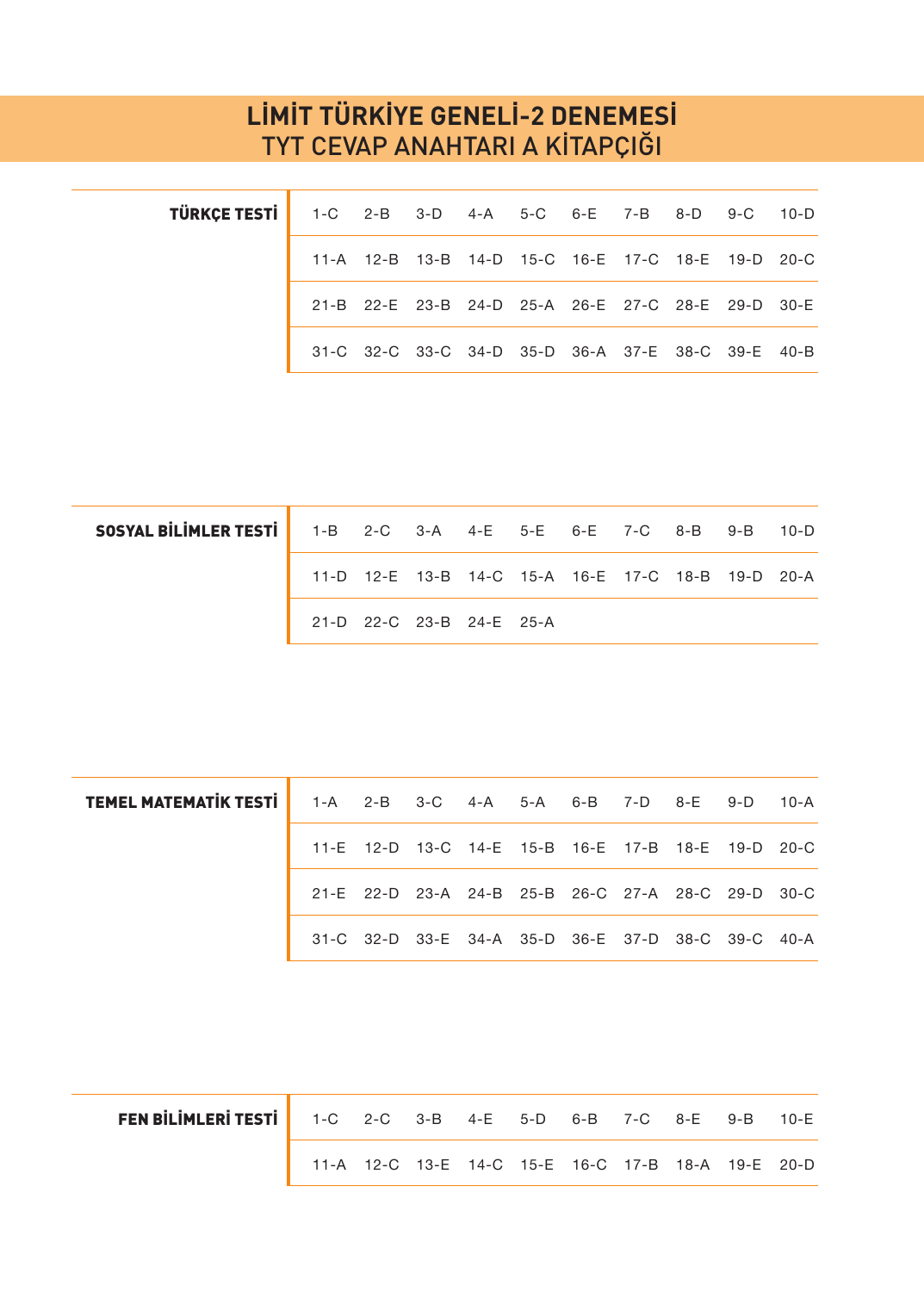# LİMİT TÜRKİYE GENELİ-2 DENEMESİ
## TYT CEVAP ANAHTARI A KİTAPÇIĞI

| TÜRKÇE TESTİ | | | | | | | | | |
|---|---|---|---|---|---|---|---|---|---|
| 1-C | 2-B | 3-D | 4-A | 5-C | 6-E | 7-B | 8-D | 9-C | 10-D |
| 11-A | 12-B | 13-B | 14-D | 15-C | 16-E | 17-C | 18-E | 19-D | 20-C |
| 21-B | 22-E | 23-B | 24-D | 25-A | 26-E | 27-C | 28-E | 29-D | 30-E |
| 31-C | 32-C | 33-C | 34-D | 35-D | 36-A | 37-E | 38-C | 39-E | 40-B |

| SOSYAL BİLİMLER TESTİ | | | | | | | | | |
|---|---|---|---|---|---|---|---|---|---|
| 1-B | 2-C | 3-A | 4-E | 5-E | 6-E | 7-C | 8-B | 9-B | 10-D |
| 11-D | 12-E | 13-B | 14-C | 15-A | 16-E | 17-C | 18-B | 19-D | 20-A |
| 21-D | 22-C | 23-B | 24-E | 25-A | | | | | |

| TEMEL MATEMATİK TESTİ | | | | | | | | | |
|---|---|---|---|---|---|---|---|---|---|
| 1-A | 2-B | 3-C | 4-A | 5-A | 6-B | 7-D | 8-E | 9-D | 10-A |
| 11-E | 12-D | 13-C | 14-E | 15-B | 16-E | 17-B | 18-E | 19-D | 20-C |
| 21-E | 22-D | 23-A | 24-B | 25-B | 26-C | 27-A | 28-C | 29-D | 30-C |
| 31-C | 32-D | 33-E | 34-A | 35-D | 36-E | 37-D | 38-C | 39-C | 40-A |

| FEN BİLİMLERİ TESTİ | | | | | | | | | |
|---|---|---|---|---|---|---|---|---|---|
| 1-C | 2-C | 3-B | 4-E | 5-D | 6-B | 7-C | 8-E | 9-B | 10-E |
| 11-A | 12-C | 13-E | 14-C | 15-E | 16-C | 17-B | 18-A | 19-E | 20-D |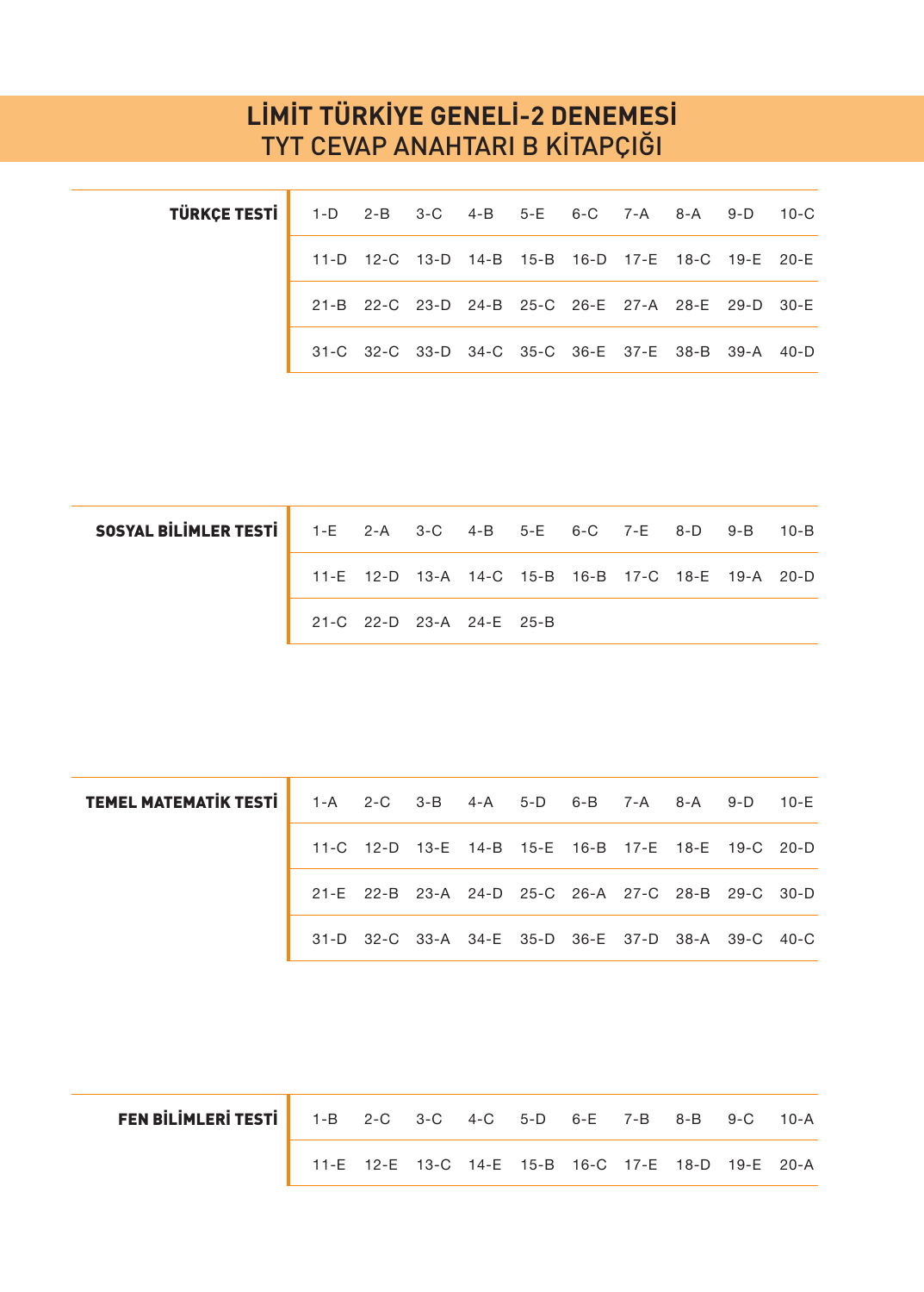# LİMİT TÜRKİYE GENELİ-2 DENEMESİ
## TYT CEVAP ANAHTARI B KİTAPÇIĞI

| TÜRKÇE TESTİ | | | | | | | | | | |
|---|---|---|---|---|---|---|---|---|---|---|
| | 1-D | 2-B | 3-C | 4-B | 5-E | 6-C | 7-A | 8-A | 9-D | 10-C |
| | 11-D | 12-C | 13-D | 14-B | 15-B | 16-D | 17-E | 18-C | 19-E | 20-E |
| | 21-B | 22-C | 23-D | 24-B | 25-C | 26-E | 27-A | 28-E | 29-D | 30-E |
| | 31-C | 32-C | 33-D | 34-C | 35-C | 36-E | 37-E | 38-B | 39-A | 40-D |

| SOSYAL BİLİMLER TESTİ | | | | | | | | | | |
|---|---|---|---|---|---|---|---|---|---|---|
| | 1-E | 2-A | 3-C | 4-B | 5-E | 6-C | 7-E | 8-D | 9-B | 10-B |
| | 11-E | 12-D | 13-A | 14-C | 15-B | 16-B | 17-C | 18-E | 19-A | 20-D |
| | 21-C | 22-D | 23-A | 24-E | 25-B | | | | | |

| TEMEL MATEMATİK TESTİ | | | | | | | | | | |
|---|---|---|---|---|---|---|---|---|---|---|
| | 1-A | 2-C | 3-B | 4-A | 5-D | 6-B | 7-A | 8-A | 9-D | 10-E |
| | 11-C | 12-D | 13-E | 14-B | 15-E | 16-B | 17-E | 18-E | 19-C | 20-D |
| | 21-E | 22-B | 23-A | 24-D | 25-C | 26-A | 27-C | 28-B | 29-C | 30-D |
| | 31-D | 32-C | 33-A | 34-E | 35-D | 36-E | 37-D | 38-A | 39-C | 40-C |

| FEN BİLİMLERİ TESTİ | | | | | | | | | | |
|---|---|---|---|---|---|---|---|---|---|---|
| | 1-B | 2-C | 3-C | 4-C | 5-D | 6-E | 7-B | 8-B | 9-C | 10-A |
| | 11-E | 12-E | 13-C | 14-E | 15-B | 16-C | 17-E | 18-D | 19-E | 20-A |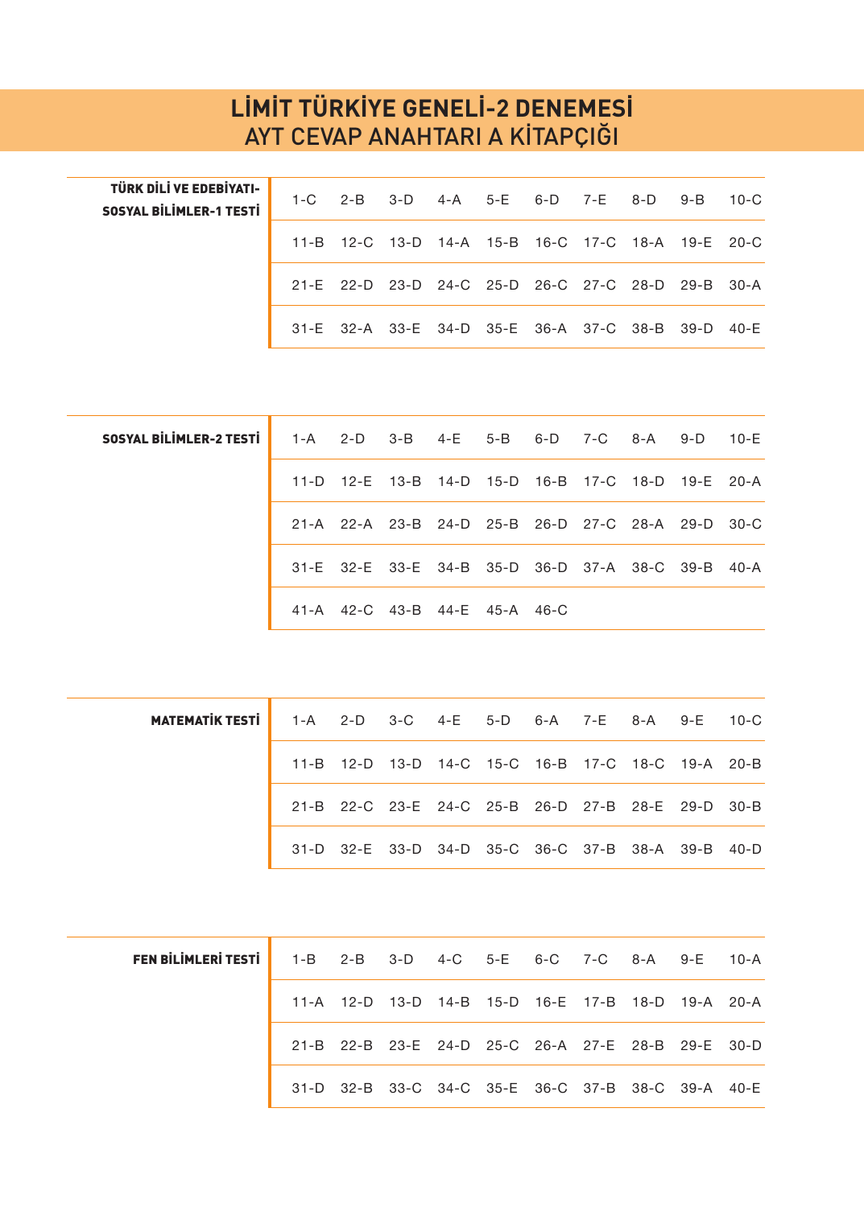# LİMİT TÜRKİYE GENELİ-2 DENEMESİ
## AYT CEVAP ANAHTARI A KİTAPÇIĞI

**TÜRK DİLİ VE EDEBİYATI-SOSYAL BİLİMLER-1 TESTİ**

| | | | | | | | | | |
|---|---|---|---|---|---|---|---|---|---|
| 1-C | 2-B | 3-D | 4-A | 5-E | 6-D | 7-E | 8-D | 9-B | 10-C |
| 11-B | 12-C | 13-D | 14-A | 15-B | 16-C | 17-C | 18-A | 19-E | 20-C |
| 21-E | 22-D | 23-D | 24-C | 25-D | 26-C | 27-C | 28-D | 29-B | 30-A |
| 31-E | 32-A | 33-E | 34-D | 35-E | 36-A | 37-C | 38-B | 39-D | 40-E |

**SOSYAL BİLİMLER-2 TESTİ**

| | | | | | | | | | |
|---|---|---|---|---|---|---|---|---|---|
| 1-A | 2-D | 3-B | 4-E | 5-B | 6-D | 7-C | 8-A | 9-D | 10-E |
| 11-D | 12-E | 13-B | 14-D | 15-D | 16-B | 17-C | 18-D | 19-E | 20-A |
| 21-A | 22-A | 23-B | 24-D | 25-B | 26-D | 27-C | 28-A | 29-D | 30-C |
| 31-E | 32-E | 33-E | 34-B | 35-D | 36-D | 37-A | 38-C | 39-B | 40-A |
| 41-A | 42-C | 43-B | 44-E | 45-A | 46-C | | | | |

**MATEMATİK TESTİ**

| | | | | | | | | | |
|---|---|---|---|---|---|---|---|---|---|
| 1-A | 2-D | 3-C | 4-E | 5-D | 6-A | 7-E | 8-A | 9-E | 10-C |
| 11-B | 12-D | 13-D | 14-C | 15-C | 16-B | 17-C | 18-C | 19-A | 20-B |
| 21-B | 22-C | 23-E | 24-C | 25-B | 26-D | 27-B | 28-E | 29-D | 30-B |
| 31-D | 32-E | 33-D | 34-D | 35-C | 36-C | 37-B | 38-A | 39-B | 40-D |

**FEN BİLİMLERİ TESTİ**

| | | | | | | | | | |
|---|---|---|---|---|---|---|---|---|---|
| 1-B | 2-B | 3-D | 4-C | 5-E | 6-C | 7-C | 8-A | 9-E | 10-A |
| 11-A | 12-D | 13-D | 14-B | 15-D | 16-E | 17-B | 18-D | 19-A | 20-A |
| 21-B | 22-B | 23-E | 24-D | 25-C | 26-A | 27-E | 28-B | 29-E | 30-D |
| 31-D | 32-B | 33-C | 34-C | 35-E | 36-C | 37-B | 38-C | 39-A | 40-E |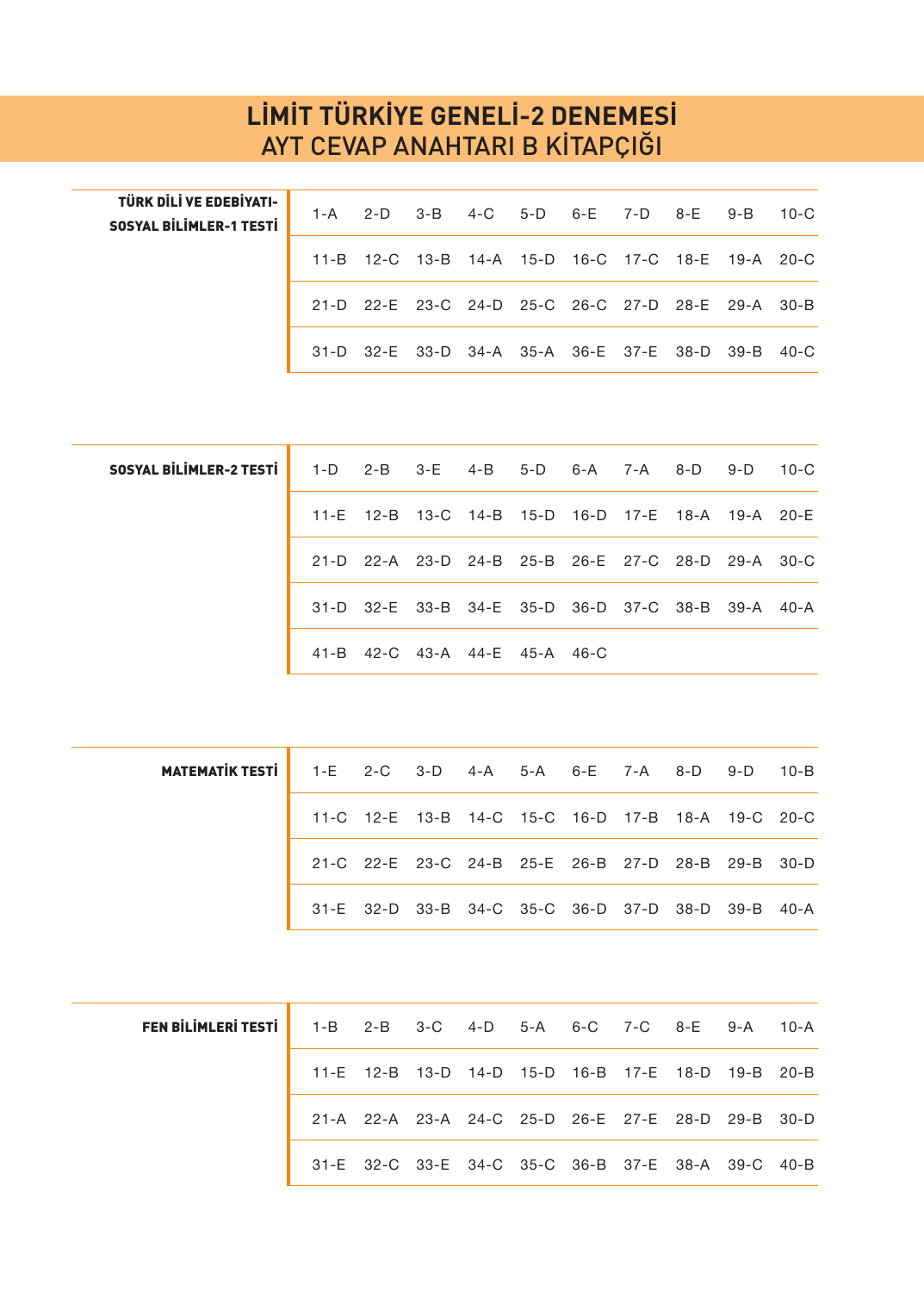# LİMİT TÜRKİYE GENELİ-2 DENEMESİ
## AYT CEVAP ANAHTARI B KİTAPÇIĞI

**TÜRK DİLİ VE EDEBİYATI-SOSYAL BİLİMLER-1 TESTİ**

| | | | | | | | | | |
|---|---|---|---|---|---|---|---|---|---|
| 1-A | 2-D | 3-B | 4-C | 5-D | 6-E | 7-D | 8-E | 9-B | 10-C |
| 11-B | 12-C | 13-B | 14-A | 15-D | 16-C | 17-C | 18-E | 19-A | 20-C |
| 21-D | 22-E | 23-C | 24-D | 25-C | 26-C | 27-D | 28-E | 29-A | 30-B |
| 31-D | 32-E | 33-D | 34-A | 35-A | 36-E | 37-E | 38-D | 39-B | 40-C |

**SOSYAL BİLİMLER-2 TESTİ**

| | | | | | | | | | |
|---|---|---|---|---|---|---|---|---|---|
| 1-D | 2-B | 3-E | 4-B | 5-D | 6-A | 7-A | 8-D | 9-D | 10-C |
| 11-E | 12-B | 13-C | 14-B | 15-D | 16-D | 17-E | 18-A | 19-A | 20-E |
| 21-D | 22-A | 23-D | 24-B | 25-B | 26-E | 27-C | 28-D | 29-A | 30-C |
| 31-D | 32-E | 33-B | 34-E | 35-D | 36-D | 37-C | 38-B | 39-A | 40-A |
| 41-B | 42-C | 43-A | 44-E | 45-A | 46-C | | | | |

**MATEMATİK TESTİ**

| | | | | | | | | | |
|---|---|---|---|---|---|---|---|---|---|
| 1-E | 2-C | 3-D | 4-A | 5-A | 6-E | 7-A | 8-D | 9-D | 10-B |
| 11-C | 12-E | 13-B | 14-C | 15-C | 16-D | 17-B | 18-A | 19-C | 20-C |
| 21-C | 22-E | 23-C | 24-B | 25-E | 26-B | 27-D | 28-B | 29-B | 30-D |
| 31-E | 32-D | 33-B | 34-C | 35-C | 36-D | 37-D | 38-D | 39-B | 40-A |

**FEN BİLİMLERİ TESTİ**

| | | | | | | | | | |
|---|---|---|---|---|---|---|---|---|---|
| 1-B | 2-B | 3-C | 4-D | 5-A | 6-C | 7-C | 8-E | 9-A | 10-A |
| 11-E | 12-B | 13-D | 14-D | 15-D | 16-B | 17-E | 18-D | 19-B | 20-B |
| 21-A | 22-A | 23-A | 24-C | 25-D | 26-E | 27-E | 28-D | 29-B | 30-D |
| 31-E | 32-C | 33-E | 34-C | 35-C | 36-B | 37-E | 38-A | 39-C | 40-B |